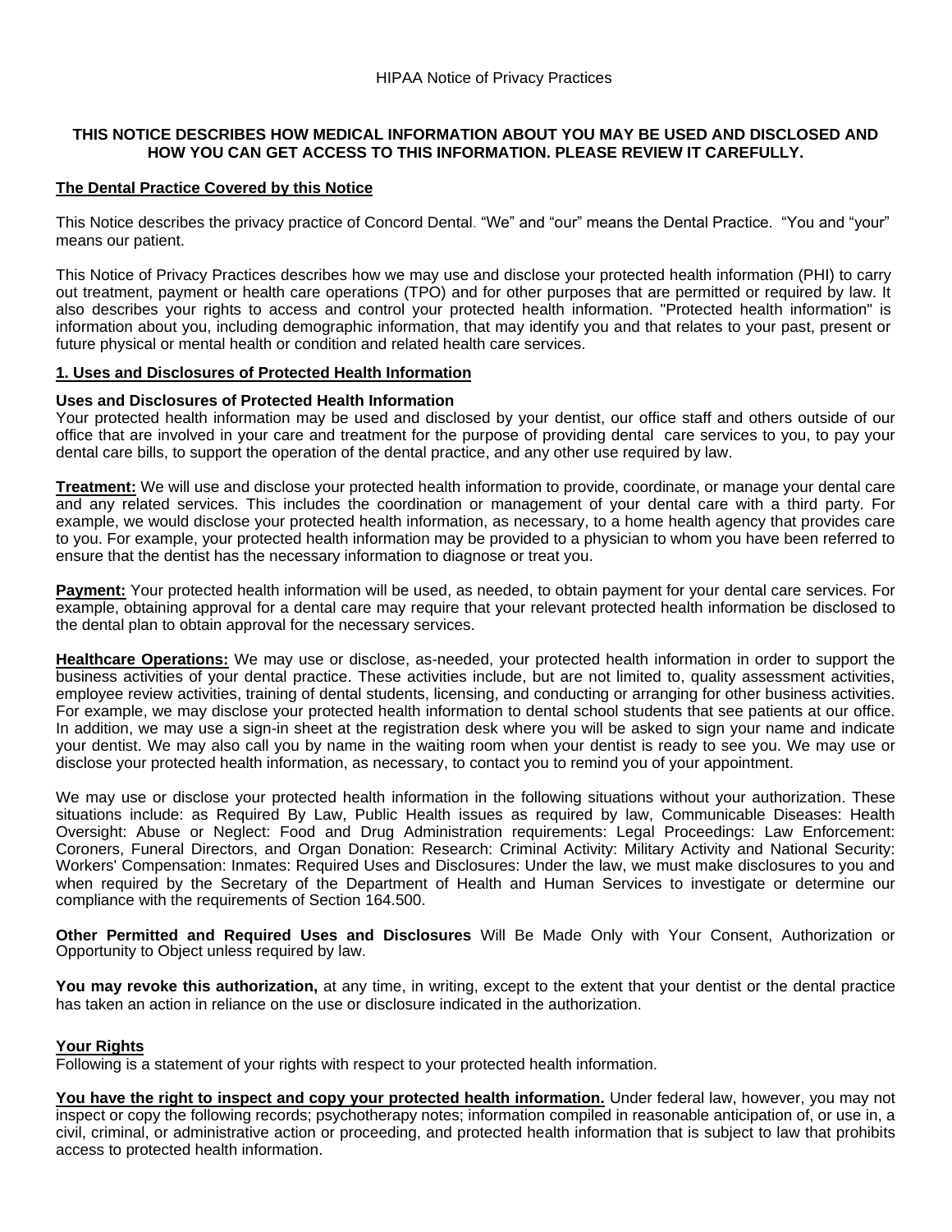HIPAA Notice of Privacy Practices

**THIS NOTICE DESCRIBES HOW MEDICAL INFORMATION ABOUT YOU MAY BE USED AND DISCLOSED AND HOW YOU CAN GET ACCESS TO THIS INFORMATION. PLEASE REVIEW IT CAREFULLY.**

## The Dental Practice Covered by this Notice

This Notice describes the privacy practice of Concord Dental. "We" and "our" means the Dental Practice. "You and "your" means our patient.

This Notice of Privacy Practices describes how we may use and disclose your protected health information (PHI) to carry out treatment, payment or health care operations (TPO) and for other purposes that are permitted or required by law. It also describes your rights to access and control your protected health information. "Protected health information" is information about you, including demographic information, that may identify you and that relates to your past, present or future physical or mental health or condition and related health care services.

## 1. Uses and Disclosures of Protected Health Information

**Uses and Disclosures of Protected Health Information**
Your protected health information may be used and disclosed by your dentist, our office staff and others outside of our office that are involved in your care and treatment for the purpose of providing dental care services to you, to pay your dental care bills, to support the operation of the dental practice, and any other use required by law.

**Treatment:** We will use and disclose your protected health information to provide, coordinate, or manage your dental care and any related services. This includes the coordination or management of your dental care with a third party. For example, we would disclose your protected health information, as necessary, to a home health agency that provides care to you. For example, your protected health information may be provided to a physician to whom you have been referred to ensure that the dentist has the necessary information to diagnose or treat you.

**Payment:** Your protected health information will be used, as needed, to obtain payment for your dental care services. For example, obtaining approval for a dental care may require that your relevant protected health information be disclosed to the dental plan to obtain approval for the necessary services.

**Healthcare Operations:** We may use or disclose, as-needed, your protected health information in order to support the business activities of your dental practice. These activities include, but are not limited to, quality assessment activities, employee review activities, training of dental students, licensing, and conducting or arranging for other business activities. For example, we may disclose your protected health information to dental school students that see patients at our office. In addition, we may use a sign-in sheet at the registration desk where you will be asked to sign your name and indicate your dentist. We may also call you by name in the waiting room when your dentist is ready to see you. We may use or disclose your protected health information, as necessary, to contact you to remind you of your appointment.

We may use or disclose your protected health information in the following situations without your authorization. These situations include: as Required By Law, Public Health issues as required by law, Communicable Diseases: Health Oversight: Abuse or Neglect: Food and Drug Administration requirements: Legal Proceedings: Law Enforcement: Coroners, Funeral Directors, and Organ Donation: Research: Criminal Activity: Military Activity and National Security: Workers' Compensation: Inmates: Required Uses and Disclosures: Under the law, we must make disclosures to you and when required by the Secretary of the Department of Health and Human Services to investigate or determine our compliance with the requirements of Section 164.500.

**Other Permitted and Required Uses and Disclosures** Will Be Made Only with Your Consent, Authorization or Opportunity to Object unless required by law.

**You may revoke this authorization,** at any time, in writing, except to the extent that your dentist or the dental practice has taken an action in reliance on the use or disclosure indicated in the authorization.

## Your Rights

Following is a statement of your rights with respect to your protected health information.

**You have the right to inspect and copy your protected health information.** Under federal law, however, you may not inspect or copy the following records; psychotherapy notes; information compiled in reasonable anticipation of, or use in, a civil, criminal, or administrative action or proceeding, and protected health information that is subject to law that prohibits access to protected health information.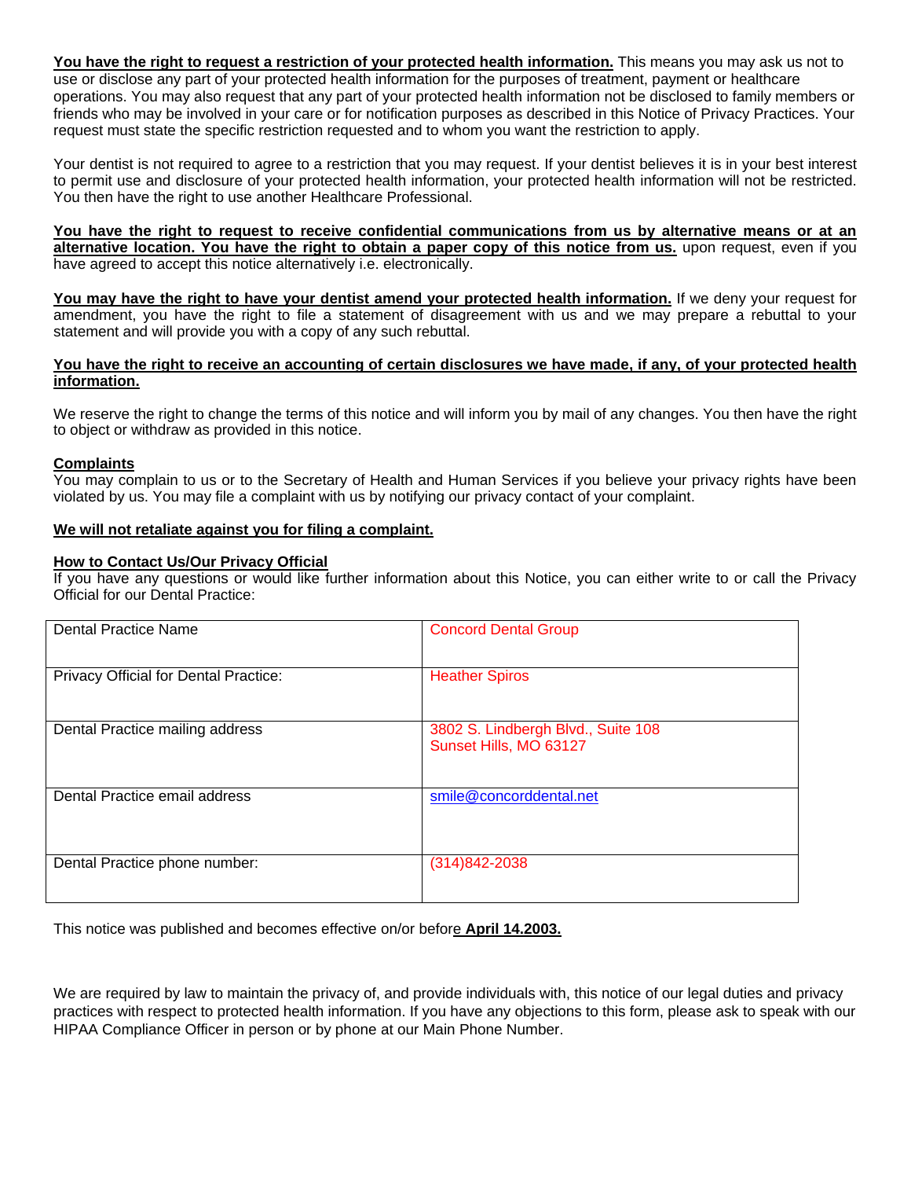**You have the right to request a restriction of your protected health information.** This means you may ask us not to use or disclose any part of your protected health information for the purposes of treatment, payment or healthcare operations. You may also request that any part of your protected health information not be disclosed to family members or friends who may be involved in your care or for notification purposes as described in this Notice of Privacy Practices. Your request must state the specific restriction requested and to whom you want the restriction to apply.

Your dentist is not required to agree to a restriction that you may request. If your dentist believes it is in your best interest to permit use and disclosure of your protected health information, your protected health information will not be restricted. You then have the right to use another Healthcare Professional.

**You have the right to request to receive confidential communications from us by alternative means or at an alternative location. You have the right to obtain a paper copy of this notice from us.** upon request, even if you have agreed to accept this notice alternatively i.e. electronically.

**You may have the right to have your dentist amend your protected health information.** If we deny your request for amendment, you have the right to file a statement of disagreement with us and we may prepare a rebuttal to your statement and will provide you with a copy of any such rebuttal.

**You have the right to receive an accounting of certain disclosures we have made, if any, of your protected health information.**

We reserve the right to change the terms of this notice and will inform you by mail of any changes. You then have the right to object or withdraw as provided in this notice.

**Complaints**
You may complain to us or to the Secretary of Health and Human Services if you believe your privacy rights have been violated by us. You may file a complaint with us by notifying our privacy contact of your complaint.

**We will not retaliate against you for filing a complaint.**

**How to Contact Us/Our Privacy Official**
If you have any questions or would like further information about this Notice, you can either write to or call the Privacy Official for our Dental Practice:

| | |
|---|---|
| Dental Practice Name | Concord Dental Group |
| Privacy Official for Dental Practice: | Heather Spiros |
| Dental Practice mailing address | 3802 S. Lindbergh Blvd., Suite 108<br>Sunset Hills, MO 63127 |
| Dental Practice email address | smile@concorddental.net |
| Dental Practice phone number: | (314)842-2038 |

This notice was published and becomes effective on/or before **April 14.2003.**

We are required by law to maintain the privacy of, and provide individuals with, this notice of our legal duties and privacy practices with respect to protected health information. If you have any objections to this form, please ask to speak with our HIPAA Compliance Officer in person or by phone at our Main Phone Number.